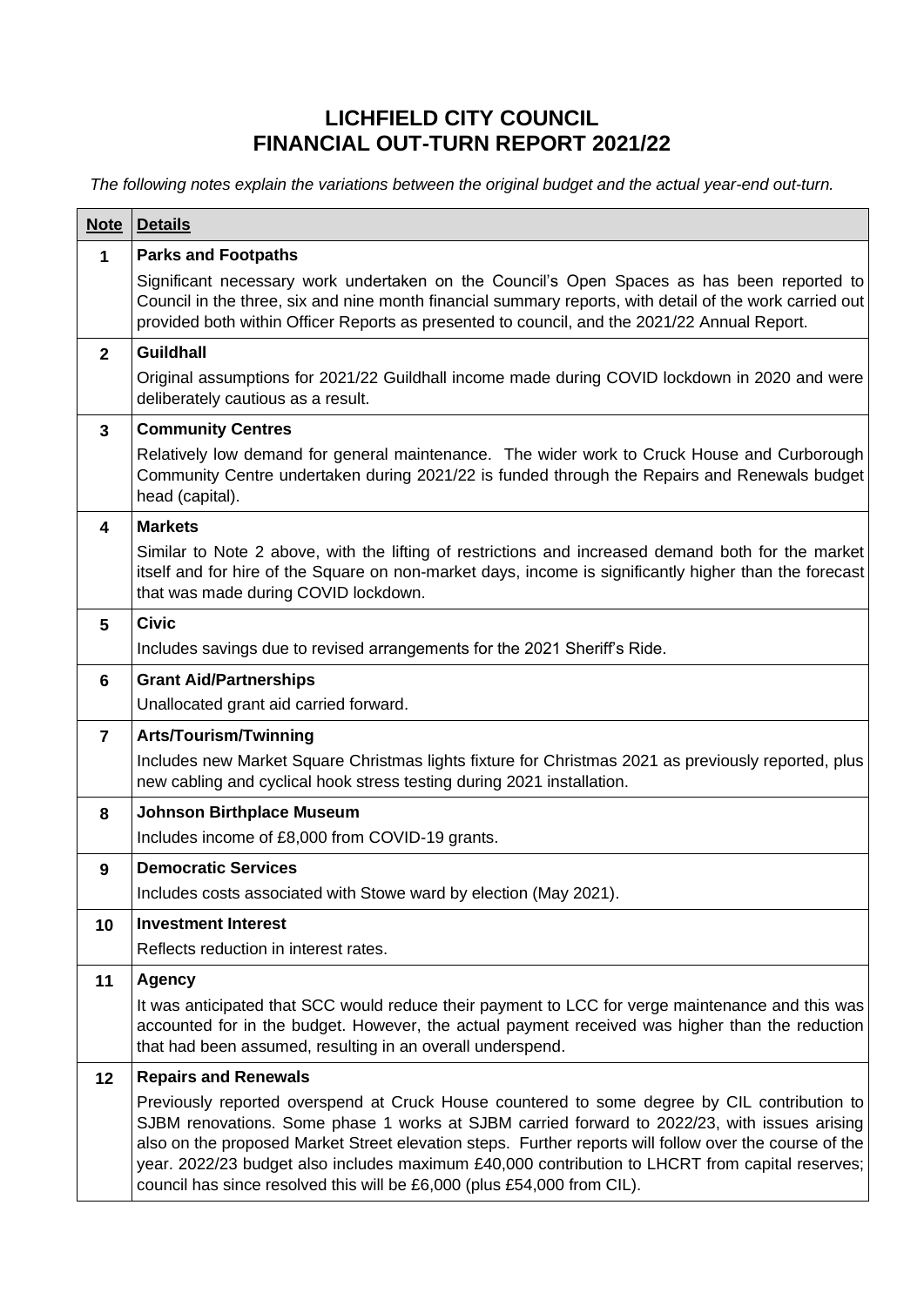# LICHFIELD CITY COUNCIL
# FINANCIAL OUT-TURN REPORT 2021/22

*The following notes explain the variations between the original budget and the actual year-end out-turn.*

| Note | Details |
|---|---|
| **1** | **Parks and Footpaths**<br>Significant necessary work undertaken on the Council's Open Spaces as has been reported to Council in the three, six and nine month financial summary reports, with detail of the work carried out provided both within Officer Reports as presented to council, and the 2021/22 Annual Report. |
| **2** | **Guildhall**<br>Original assumptions for 2021/22 Guildhall income made during COVID lockdown in 2020 and were deliberately cautious as a result. |
| **3** | **Community Centres**<br>Relatively low demand for general maintenance. The wider work to Cruck House and Curborough Community Centre undertaken during 2021/22 is funded through the Repairs and Renewals budget head (capital). |
| **4** | **Markets**<br>Similar to Note 2 above, with the lifting of restrictions and increased demand both for the market itself and for hire of the Square on non-market days, income is significantly higher than the forecast that was made during COVID lockdown. |
| **5** | **Civic**<br>Includes savings due to revised arrangements for the 2021 Sheriff's Ride. |
| **6** | **Grant Aid/Partnerships**<br>Unallocated grant aid carried forward. |
| **7** | **Arts/Tourism/Twinning**<br>Includes new Market Square Christmas lights fixture for Christmas 2021 as previously reported, plus new cabling and cyclical hook stress testing during 2021 installation. |
| **8** | **Johnson Birthplace Museum**<br>Includes income of £8,000 from COVID-19 grants. |
| **9** | **Democratic Services**<br>Includes costs associated with Stowe ward by election (May 2021). |
| **10** | **Investment Interest**<br>Reflects reduction in interest rates. |
| **11** | **Agency**<br>It was anticipated that SCC would reduce their payment to LCC for verge maintenance and this was accounted for in the budget. However, the actual payment received was higher than the reduction that had been assumed, resulting in an overall underspend. |
| **12** | **Repairs and Renewals**<br>Previously reported overspend at Cruck House countered to some degree by CIL contribution to SJBM renovations. Some phase 1 works at SJBM carried forward to 2022/23, with issues arising also on the proposed Market Street elevation steps. Further reports will follow over the course of the year. 2022/23 budget also includes maximum £40,000 contribution to LHCRT from capital reserves; council has since resolved this will be £6,000 (plus £54,000 from CIL). |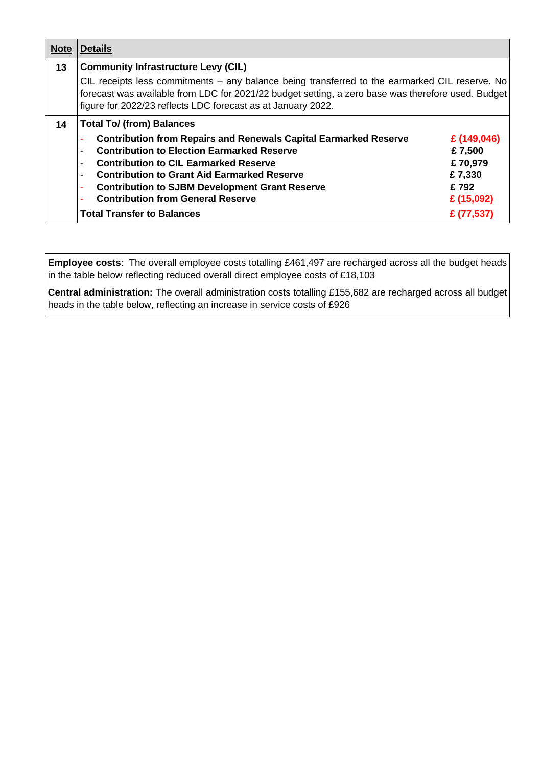| Note | Details |
|---|---|
| **13** | **Community Infrastructure Levy (CIL)**<br>CIL receipts less commitments – any balance being transferred to the earmarked CIL reserve. No forecast was available from LDC for 2021/22 budget setting, a zero base was therefore used. Budget figure for 2022/23 reflects LDC forecast as at January 2022. |
| **14** | **Total To/ (from) Balances**<br>- **Contribution from Repairs and Renewals Capital Earmarked Reserve** **£ (149,046)**<br>- **Contribution to Election Earmarked Reserve** **£ 7,500**<br>- **Contribution to CIL Earmarked Reserve** **£ 70,979**<br>- **Contribution to Grant Aid Earmarked Reserve** **£ 7,330**<br>- **Contribution to SJBM Development Grant Reserve** **£ 792**<br>- **Contribution from General Reserve** **£ (15,092)**<br>**Total Transfer to Balances** **£ (77,537)** |

**Employee costs**: The overall employee costs totalling £461,497 are recharged across all the budget heads in the table below reflecting reduced overall direct employee costs of £18,103

**Central administration:** The overall administration costs totalling £155,682 are recharged across all budget heads in the table below, reflecting an increase in service costs of £926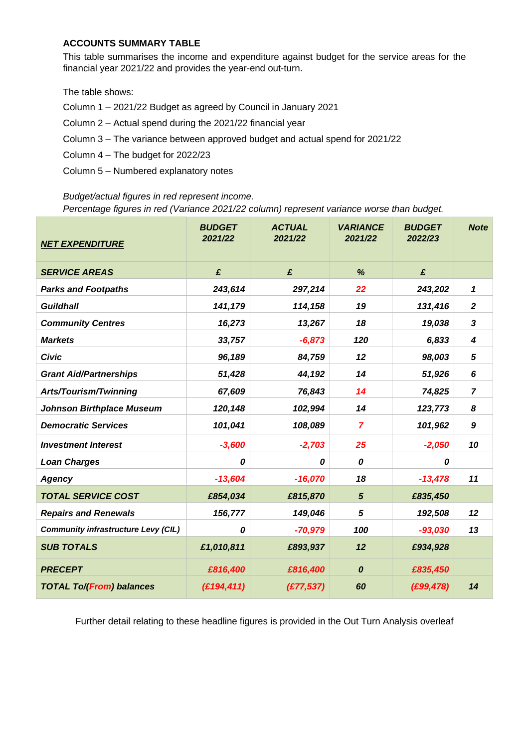### ACCOUNTS SUMMARY TABLE

This table summarises the income and expenditure against budget for the service areas for the financial year 2021/22 and provides the year-end out-turn.

The table shows:

Column 1 – 2021/22 Budget as agreed by Council in January 2021

Column 2 – Actual spend during the 2021/22 financial year

Column 3 – The variance between approved budget and actual spend for 2021/22

Column 4 – The budget for 2022/23

Column 5 – Numbered explanatory notes

*Budget/actual figures in red represent income.*
*Percentage figures in red (Variance 2021/22 column) represent variance worse than budget.*

| ***NET EXPENDITURE*** | ***BUDGET 2021/22*** | ***ACTUAL 2021/22*** | ***VARIANCE 2021/22*** | ***BUDGET 2022/23*** | ***Note*** |
|---|---|---|---|---|---|
| ***SERVICE AREAS*** | ***£*** | ***£*** | ***%*** | ***£*** | |
| ***Parks and Footpaths*** | ***243,614*** | ***297,214*** | ***22*** | ***243,202*** | ***1*** |
| ***Guildhall*** | ***141,179*** | ***114,158*** | ***19*** | ***131,416*** | ***2*** |
| ***Community Centres*** | ***16,273*** | ***13,267*** | ***18*** | ***19,038*** | ***3*** |
| ***Markets*** | ***33,757*** | ***-6,873*** | ***120*** | ***6,833*** | ***4*** |
| ***Civic*** | ***96,189*** | ***84,759*** | ***12*** | ***98,003*** | ***5*** |
| ***Grant Aid/Partnerships*** | ***51,428*** | ***44,192*** | ***14*** | ***51,926*** | ***6*** |
| ***Arts/Tourism/Twinning*** | ***67,609*** | ***76,843*** | ***14*** | ***74,825*** | ***7*** |
| ***Johnson Birthplace Museum*** | ***120,148*** | ***102,994*** | ***14*** | ***123,773*** | ***8*** |
| ***Democratic Services*** | ***101,041*** | ***108,089*** | ***7*** | ***101,962*** | ***9*** |
| ***Investment Interest*** | ***-3,600*** | ***-2,703*** | ***25*** | ***-2,050*** | ***10*** |
| ***Loan Charges*** | ***0*** | ***0*** | ***0*** | ***0*** | |
| ***Agency*** | ***-13,604*** | ***-16,070*** | ***18*** | ***-13,478*** | ***11*** |
| ***TOTAL SERVICE COST*** | ***£854,034*** | ***£815,870*** | ***5*** | ***£835,450*** | |
| ***Repairs and Renewals*** | ***156,777*** | ***149,046*** | ***5*** | ***192,508*** | ***12*** |
| ***Community infrastructure Levy (CIL)*** | ***0*** | ***-70,979*** | ***100*** | ***-93,030*** | ***13*** |
| ***SUB TOTALS*** | ***£1,010,811*** | ***£893,937*** | ***12*** | ***£934,928*** | |
| ***PRECEPT*** | ***£816,400*** | ***£816,400*** | ***0*** | ***£835,450*** | |
| ***TOTAL To/(From) balances*** | ***(£194,411)*** | ***(£77,537)*** | ***60*** | ***(£99,478)*** | ***14*** |

Further detail relating to these headline figures is provided in the Out Turn Analysis overleaf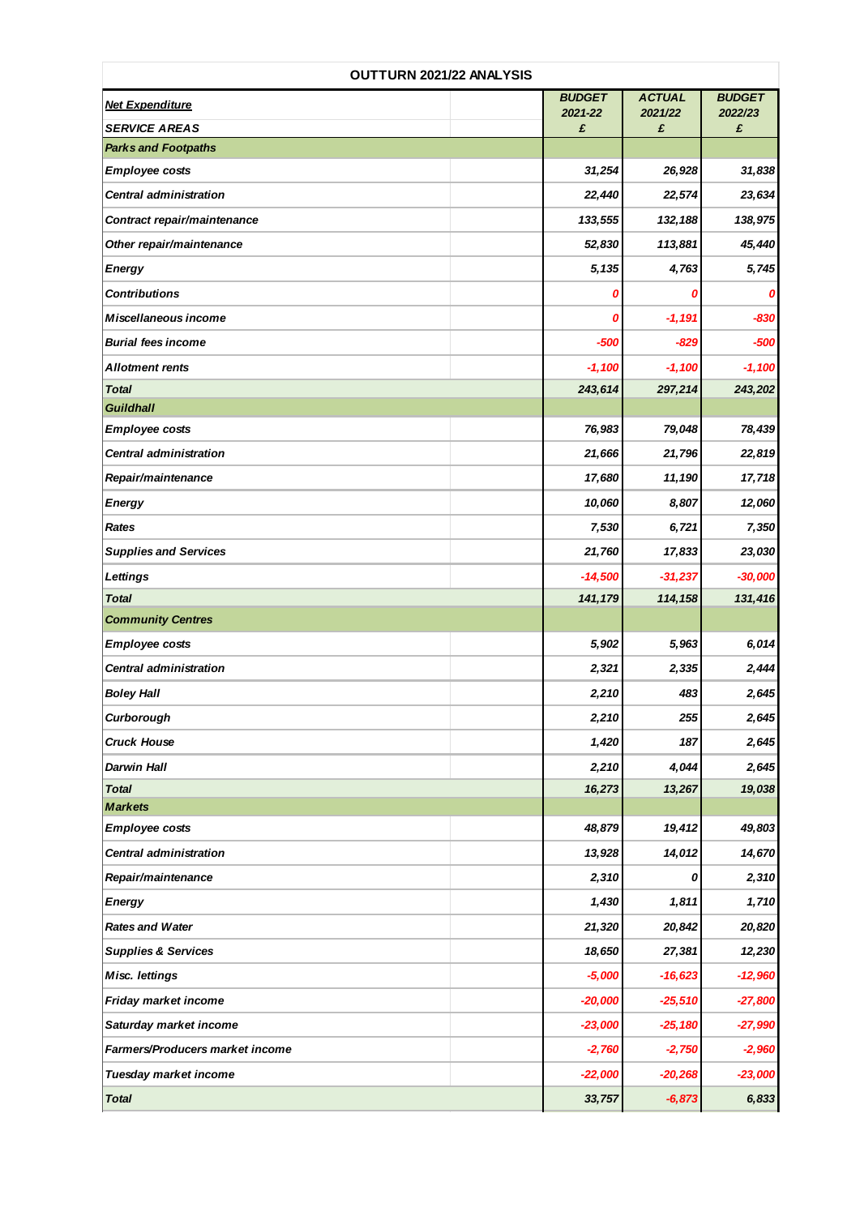**OUTTURN 2021/22 ANALYSIS**

| Net Expenditure<br>SERVICE AREAS | | BUDGET 2021-22 £ | ACTUAL 2021/22 £ | BUDGET 2022/23 £ |
|---|---|---|---|---|
| **Parks and Footpaths** | | | | |
| Employee costs | | 31,254 | 26,928 | 31,838 |
| Central administration | | 22,440 | 22,574 | 23,634 |
| Contract repair/maintenance | | 133,555 | 132,188 | 138,975 |
| Other repair/maintenance | | 52,830 | 113,881 | 45,440 |
| Energy | | 5,135 | 4,763 | 5,745 |
| Contributions | | 0 | 0 | 0 |
| Miscellaneous income | | 0 | -1,191 | -830 |
| Burial fees income | | -500 | -829 | -500 |
| Allotment rents | | -1,100 | -1,100 | -1,100 |
| **Total** | | 243,614 | 297,214 | 243,202 |
| **Guildhall** | | | | |
| Employee costs | | 76,983 | 79,048 | 78,439 |
| Central administration | | 21,666 | 21,796 | 22,819 |
| Repair/maintenance | | 17,680 | 11,190 | 17,718 |
| Energy | | 10,060 | 8,807 | 12,060 |
| Rates | | 7,530 | 6,721 | 7,350 |
| Supplies and Services | | 21,760 | 17,833 | 23,030 |
| Lettings | | -14,500 | -31,237 | -30,000 |
| **Total** | | 141,179 | 114,158 | 131,416 |
| **Community Centres** | | | | |
| Employee costs | | 5,902 | 5,963 | 6,014 |
| Central administration | | 2,321 | 2,335 | 2,444 |
| Boley Hall | | 2,210 | 483 | 2,645 |
| Curborough | | 2,210 | 255 | 2,645 |
| Cruck House | | 1,420 | 187 | 2,645 |
| Darwin Hall | | 2,210 | 4,044 | 2,645 |
| **Total** | | 16,273 | 13,267 | 19,038 |
| **Markets** | | | | |
| Employee costs | | 48,879 | 19,412 | 49,803 |
| Central administration | | 13,928 | 14,012 | 14,670 |
| Repair/maintenance | | 2,310 | 0 | 2,310 |
| Energy | | 1,430 | 1,811 | 1,710 |
| Rates and Water | | 21,320 | 20,842 | 20,820 |
| Supplies & Services | | 18,650 | 27,381 | 12,230 |
| Misc. lettings | | -5,000 | -16,623 | -12,960 |
| Friday market income | | -20,000 | -25,510 | -27,800 |
| Saturday market income | | -23,000 | -25,180 | -27,990 |
| Farmers/Producers market income | | -2,760 | -2,750 | -2,960 |
| Tuesday market income | | -22,000 | -20,268 | -23,000 |
| **Total** | | 33,757 | -6,873 | 6,833 |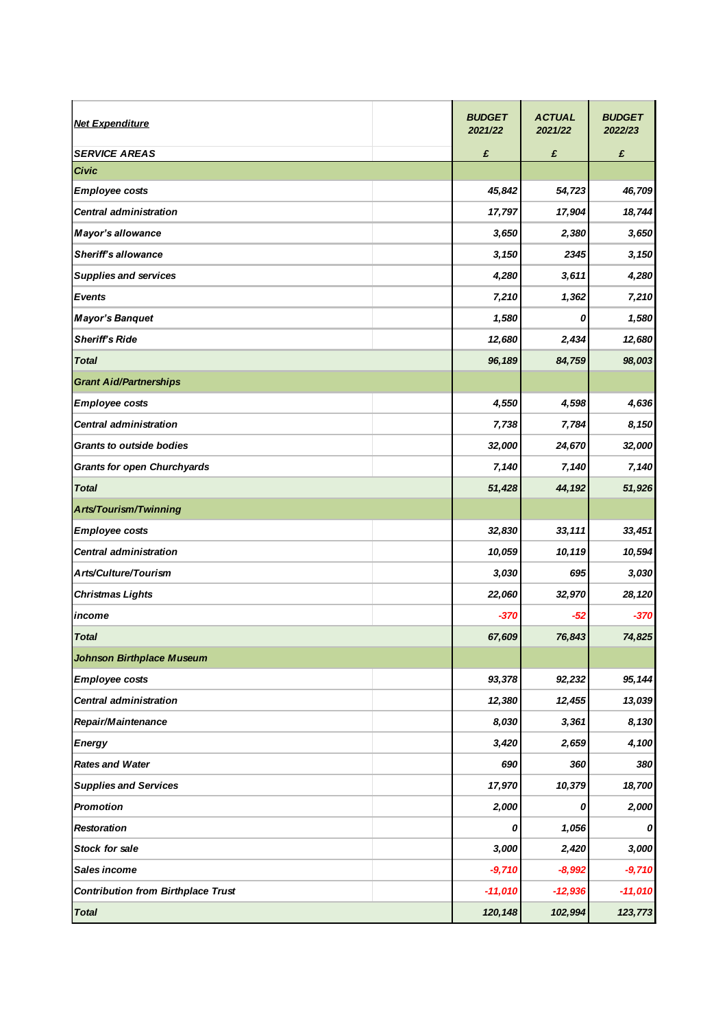| *Net Expenditure* | BUDGET 2021/22 | ACTUAL 2021/22 | BUDGET 2022/23 |
|---|---|---|---|
| SERVICE AREAS | £ | £ | £ |
| ***Civic*** | | | |
| *Employee costs* | *45,842* | *54,723* | *46,709* |
| *Central administration* | *17,797* | *17,904* | *18,744* |
| *Mayor's allowance* | *3,650* | *2,380* | *3,650* |
| *Sheriff's allowance* | *3,150* | *2345* | *3,150* |
| *Supplies and services* | *4,280* | *3,611* | *4,280* |
| *Events* | *7,210* | *1,362* | *7,210* |
| *Mayor's Banquet* | *1,580* | *0* | *1,580* |
| *Sheriff's Ride* | *12,680* | *2,434* | *12,680* |
| *Total* | *96,189* | *84,759* | *98,003* |
| ***Grant Aid/Partnerships*** | | | |
| *Employee costs* | *4,550* | *4,598* | *4,636* |
| *Central administration* | *7,738* | *7,784* | *8,150* |
| *Grants to outside bodies* | *32,000* | *24,670* | *32,000* |
| *Grants for open Churchyards* | *7,140* | *7,140* | *7,140* |
| *Total* | *51,428* | *44,192* | *51,926* |
| ***Arts/Tourism/Twinning*** | | | |
| *Employee costs* | *32,830* | *33,111* | *33,451* |
| *Central administration* | *10,059* | *10,119* | *10,594* |
| *Arts/Culture/Tourism* | *3,030* | *695* | *3,030* |
| *Christmas Lights* | *22,060* | *32,970* | *28,120* |
| *income* | *-370* | *-52* | *-370* |
| *Total* | *67,609* | *76,843* | *74,825* |
| ***Johnson Birthplace Museum*** | | | |
| *Employee costs* | *93,378* | *92,232* | *95,144* |
| *Central administration* | *12,380* | *12,455* | *13,039* |
| *Repair/Maintenance* | *8,030* | *3,361* | *8,130* |
| *Energy* | *3,420* | *2,659* | *4,100* |
| *Rates and Water* | *690* | *360* | *380* |
| *Supplies and Services* | *17,970* | *10,379* | *18,700* |
| *Promotion* | *2,000* | *0* | *2,000* |
| *Restoration* | *0* | *1,056* | *0* |
| *Stock for sale* | *3,000* | *2,420* | *3,000* |
| *Sales income* | *-9,710* | *-8,992* | *-9,710* |
| *Contribution from Birthplace Trust* | *-11,010* | *-12,936* | *-11,010* |
| *Total* | *120,148* | *102,994* | *123,773* |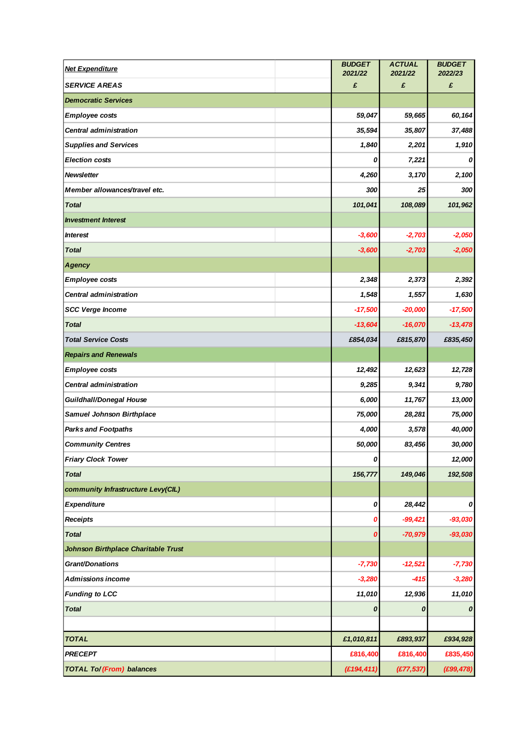| Net Expenditure | | BUDGET 2021/22 | ACTUAL 2021/22 | BUDGET 2022/23 |
|---|---|---|---|---|
| SERVICE AREAS | | £ | £ | £ |
| Democratic Services | | | | |
| Employee costs | | 59,047 | 59,665 | 60,164 |
| Central administration | | 35,594 | 35,807 | 37,488 |
| Supplies and Services | | 1,840 | 2,201 | 1,910 |
| Election costs | | 0 | 7,221 | 0 |
| Newsletter | | 4,260 | 3,170 | 2,100 |
| Member allowances/travel etc. | | 300 | 25 | 300 |
| Total | | 101,041 | 108,089 | 101,962 |
| Investment Interest | | | | |
| Interest | | -3,600 | -2,703 | -2,050 |
| Total | | -3,600 | -2,703 | -2,050 |
| Agency | | | | |
| Employee costs | | 2,348 | 2,373 | 2,392 |
| Central administration | | 1,548 | 1,557 | 1,630 |
| SCC Verge Income | | -17,500 | -20,000 | -17,500 |
| Total | | -13,604 | -16,070 | -13,478 |
| Total Service Costs | | £854,034 | £815,870 | £835,450 |
| Repairs and Renewals | | | | |
| Employee costs | | 12,492 | 12,623 | 12,728 |
| Central administration | | 9,285 | 9,341 | 9,780 |
| Guildhall/Donegal House | | 6,000 | 11,767 | 13,000 |
| Samuel Johnson Birthplace | | 75,000 | 28,281 | 75,000 |
| Parks and Footpaths | | 4,000 | 3,578 | 40,000 |
| Community Centres | | 50,000 | 83,456 | 30,000 |
| Friary Clock Tower | | 0 | | 12,000 |
| Total | | 156,777 | 149,046 | 192,508 |
| community Infrastructure Levy(CIL) | | | | |
| Expenditure | | 0 | 28,442 | 0 |
| Receipts | | 0 | -99,421 | -93,030 |
| Total | | 0 | -70,979 | -93,030 |
| Johnson Birthplace Charitable Trust | | | | |
| Grant/Donations | | -7,730 | -12,521 | -7,730 |
| Admissions income | | -3,280 | -415 | -3,280 |
| Funding to LCC | | 11,010 | 12,936 | 11,010 |
| Total | | 0 | 0 | 0 |
| | | | | |
| TOTAL | | £1,010,811 | £893,937 | £934,928 |
| PRECEPT | | £816,400 | £816,400 | £835,450 |
| TOTAL To/(From) balances | | (£194,411) | (£77,537) | (£99,478) |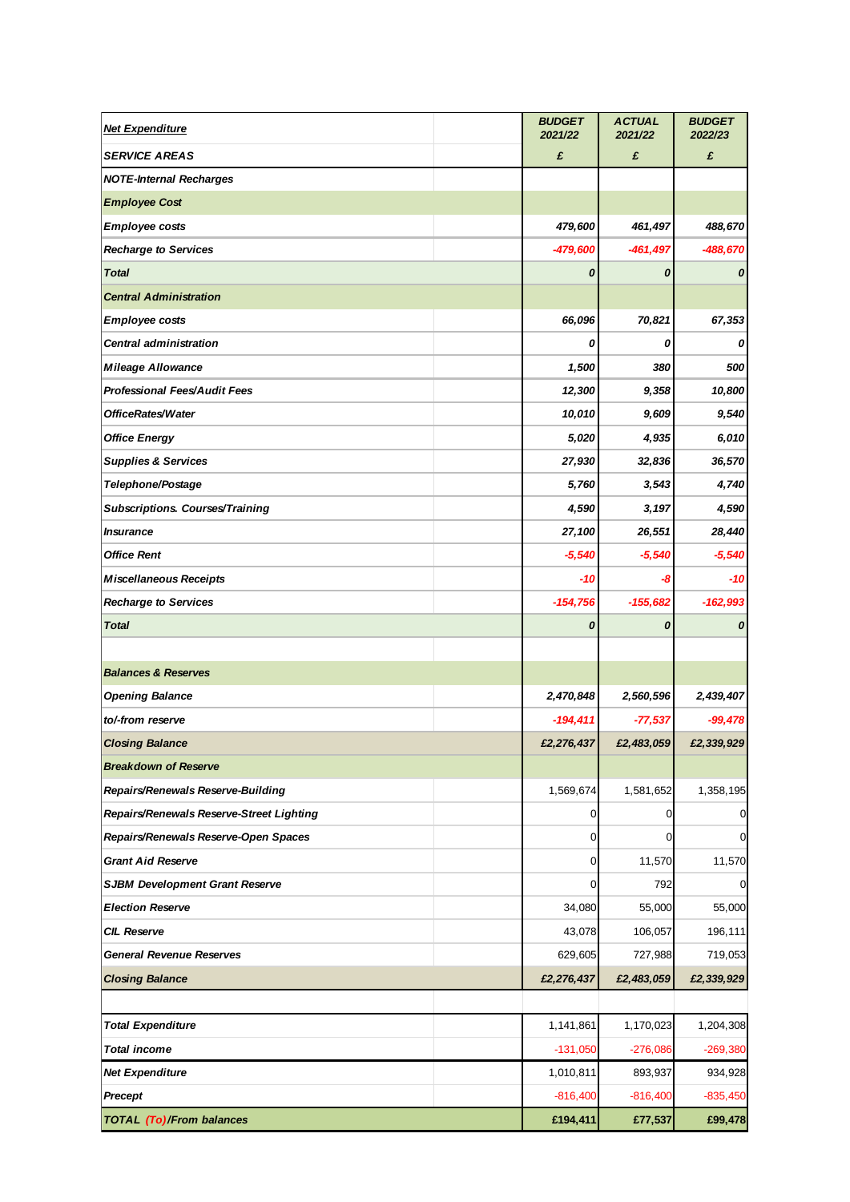| ***Net Expenditure*** | | ***BUDGET 2021/22*** | ***ACTUAL 2021/22*** | ***BUDGET 2022/23*** |
|---|---|---|---|---|
| ***SERVICE AREAS*** | | ***£*** | ***£*** | ***£*** |
| ***NOTE-Internal Recharges*** | | | | |
| ***Employee Cost*** | | | | |
| ***Employee costs*** | | ***479,600*** | ***461,497*** | ***488,670*** |
| ***Recharge to Services*** | | ***-479,600*** | ***-461,497*** | ***-488,670*** |
| ***Total*** | | ***0*** | ***0*** | ***0*** |
| ***Central Administration*** | | | | |
| ***Employee costs*** | | ***66,096*** | ***70,821*** | ***67,353*** |
| ***Central administration*** | | ***0*** | ***0*** | ***0*** |
| ***Mileage Allowance*** | | ***1,500*** | ***380*** | ***500*** |
| ***Professional Fees/Audit Fees*** | | ***12,300*** | ***9,358*** | ***10,800*** |
| ***OfficeRates/Water*** | | ***10,010*** | ***9,609*** | ***9,540*** |
| ***Office Energy*** | | ***5,020*** | ***4,935*** | ***6,010*** |
| ***Supplies & Services*** | | ***27,930*** | ***32,836*** | ***36,570*** |
| ***Telephone/Postage*** | | ***5,760*** | ***3,543*** | ***4,740*** |
| ***Subscriptions. Courses/Training*** | | ***4,590*** | ***3,197*** | ***4,590*** |
| ***Insurance*** | | ***27,100*** | ***26,551*** | ***28,440*** |
| ***Office Rent*** | | ***-5,540*** | ***-5,540*** | ***-5,540*** |
| ***Miscellaneous Receipts*** | | ***-10*** | ***-8*** | ***-10*** |
| ***Recharge to Services*** | | ***-154,756*** | ***-155,682*** | ***-162,993*** |
| ***Total*** | | ***0*** | ***0*** | ***0*** |
| | | | | |
| ***Balances & Reserves*** | | | | |
| ***Opening Balance*** | | ***2,470,848*** | ***2,560,596*** | ***2,439,407*** |
| ***to/-from reserve*** | | ***-194,411*** | ***-77,537*** | ***-99,478*** |
| ***Closing Balance*** | | ***£2,276,437*** | ***£2,483,059*** | ***£2,339,929*** |
| ***Breakdown of Reserve*** | | | | |
| ***Repairs/Renewals Reserve-Building*** | | 1,569,674 | 1,581,652 | 1,358,195 |
| ***Repairs/Renewals Reserve-Street Lighting*** | | 0 | 0 | 0 |
| ***Repairs/Renewals Reserve-Open Spaces*** | | 0 | 0 | 0 |
| ***Grant Aid Reserve*** | | 0 | 11,570 | 11,570 |
| ***SJBM Development Grant Reserve*** | | 0 | 792 | 0 |
| ***Election Reserve*** | | 34,080 | 55,000 | 55,000 |
| ***CIL Reserve*** | | 43,078 | 106,057 | 196,111 |
| ***General Revenue Reserves*** | | 629,605 | 727,988 | 719,053 |
| ***Closing Balance*** | | ***£2,276,437*** | ***£2,483,059*** | ***£2,339,929*** |
| | | | | |
| ***Total Expenditure*** | | 1,141,861 | 1,170,023 | 1,204,308 |
| ***Total income*** | | -131,050 | -276,086 | -269,380 |
| ***Net Expenditure*** | | 1,010,811 | 893,937 | 934,928 |
| ***Precept*** | | -816,400 | -816,400 | -835,450 |
| ***TOTAL (To)/From balances*** | | **£194,411** | **£77,537** | **£99,478** |